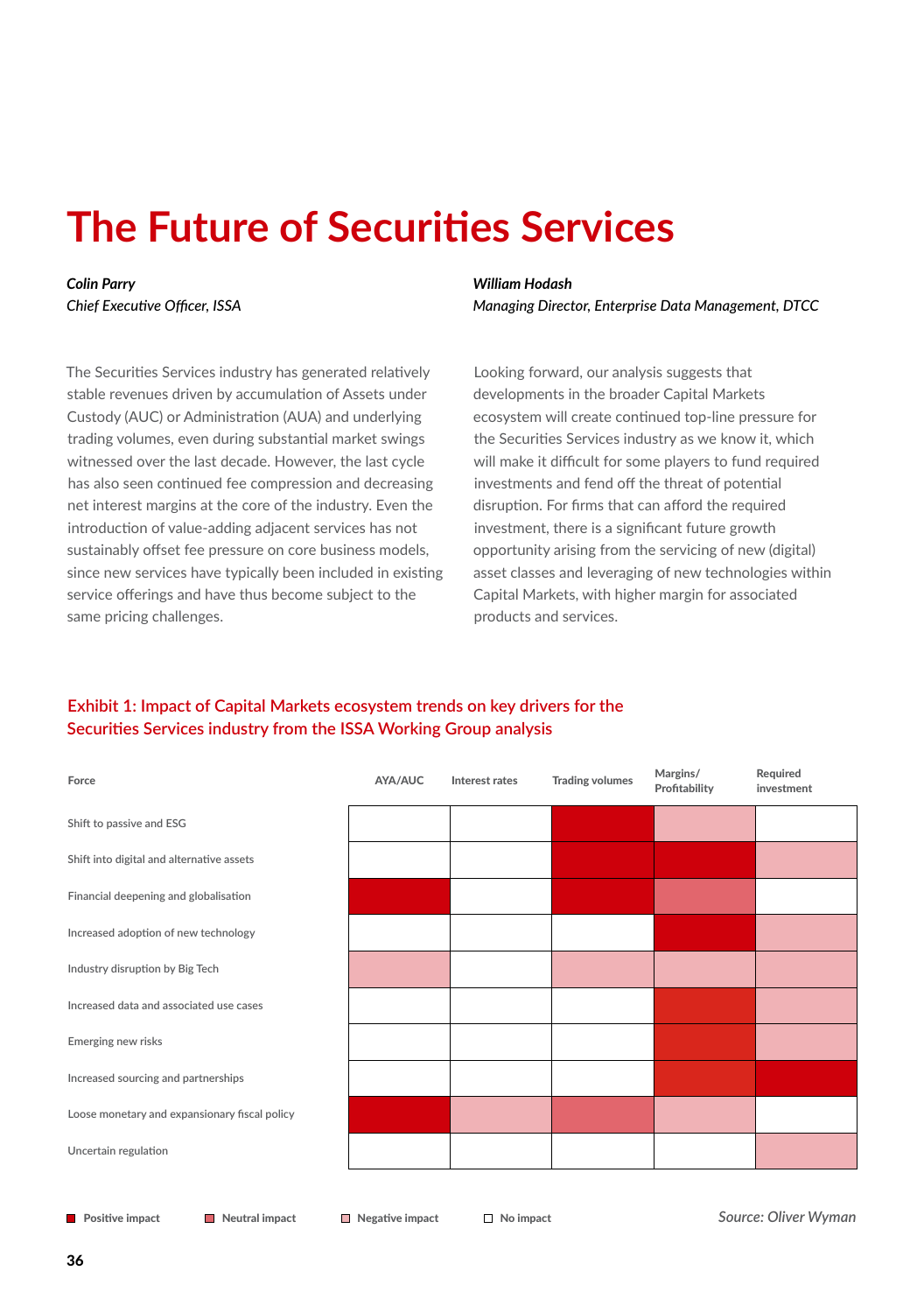# The Future of Securities Services

*Colin Parry*
*Chief Executive Officer, ISSA*

*William Hodash*
*Managing Director, Enterprise Data Management, DTCC*

The Securities Services industry has generated relatively stable revenues driven by accumulation of Assets under Custody (AUC) or Administration (AUA) and underlying trading volumes, even during substantial market swings witnessed over the last decade. However, the last cycle has also seen continued fee compression and decreasing net interest margins at the core of the industry. Even the introduction of value-adding adjacent services has not sustainably offset fee pressure on core business models, since new services have typically been included in existing service offerings and have thus become subject to the same pricing challenges.

Looking forward, our analysis suggests that developments in the broader Capital Markets ecosystem will create continued top-line pressure for the Securities Services industry as we know it, which will make it difficult for some players to fund required investments and fend off the threat of potential disruption. For firms that can afford the required investment, there is a significant future growth opportunity arising from the servicing of new (digital) asset classes and leveraging of new technologies within Capital Markets, with higher margin for associated products and services.

## Exhibit 1: Impact of Capital Markets ecosystem trends on key drivers for the Securities Services industry from the ISSA Working Group analysis

| Force | AYA/AUC | Interest rates | Trading volumes | Margins/ Profitability | Required investment |
|---|---|---|---|---|---|
| Shift to passive and ESG | No impact | No impact | Positive impact | Negative impact | No impact |
| Shift into digital and alternative assets | No impact | No impact | Positive impact | Positive impact | Negative impact |
| Financial deepening and globalisation | Positive impact | No impact | Positive impact | Neutral impact | No impact |
| Increased adoption of new technology | No impact | No impact | No impact | Positive impact | Negative impact |
| Industry disruption by Big Tech | Negative impact | No impact | Negative impact | Negative impact | Negative impact |
| Increased data and associated use cases | No impact | No impact | No impact | Positive impact | Negative impact |
| Emerging new risks | No impact | No impact | No impact | Positive impact | Negative impact |
| Increased sourcing and partnerships | No impact | No impact | No impact | Positive impact | Positive impact |
| Loose monetary and expansionary fiscal policy | Positive impact | Negative impact | Neutral impact | Negative impact | No impact |
| Uncertain regulation | No impact | No impact | No impact | No impact | Negative impact |

Legend: Positive impact · Neutral impact · Negative impact · No impact

*Source: Oliver Wyman*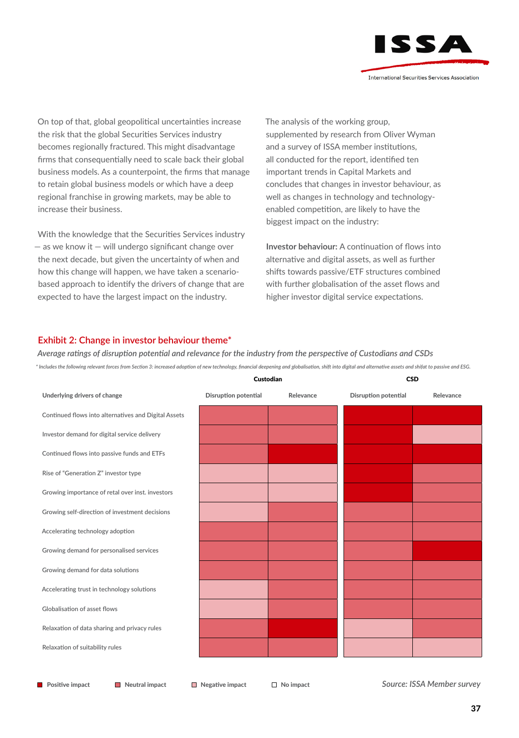On top of that, global geopolitical uncertainties increase the risk that the global Securities Services industry becomes regionally fractured. This might disadvantage firms that consequentially need to scale back their global business models. As a counterpoint, the firms that manage to retain global business models or which have a deep regional franchise in growing markets, may be able to increase their business.

With the knowledge that the Securities Services industry — as we know it — will undergo significant change over the next decade, but given the uncertainty of when and how this change will happen, we have taken a scenario-based approach to identify the drivers of change that are expected to have the largest impact on the industry.

The analysis of the working group, supplemented by research from Oliver Wyman and a survey of ISSA member institutions, all conducted for the report, identified ten important trends in Capital Markets and concludes that changes in investor behaviour, as well as changes in technology and technology-enabled competition, are likely to have the biggest impact on the industry:

**Investor behaviour:** A continuation of flows into alternative and digital assets, as well as further shifts towards passive/ETF structures combined with further globalisation of the asset flows and higher investor digital service expectations.

## Exhibit 2: Change in investor behaviour theme*

*Average ratings of disruption potential and relevance for the industry from the perspective of Custodians and CSDs*

*\* Includes the following relevant forces from Section 3: increased adoption of new technology, financial deepening and globalisation, shift into digital and alternative assets and shifat to passive and ESG.*

| | Custodian | | CSD | |
|---|---|---|---|---|
| **Underlying drivers of change** | **Disruption potential** | **Relevance** | **Disruption potential** | **Relevance** |
| Continued flows into alternatives and Digital Assets | Neutral impact | Neutral impact | Positive impact | Positive impact |
| Investor demand for digital service delivery | Neutral impact | Neutral impact | Positive impact | Negative impact |
| Continued flows into passive funds and ETFs | Neutral impact | Positive impact | Positive impact | Positive impact |
| Rise of "Generation Z" investor type | Negative impact | Negative impact | Positive impact | Neutral impact |
| Growing importance of retal over inst. investors | Negative impact | Negative impact | Positive impact | Neutral impact |
| Growing self-direction of investment decisions | Negative impact | Neutral impact | Neutral impact | Neutral impact |
| Accelerating technology adoption | Neutral impact | Neutral impact | Neutral impact | Neutral impact |
| Growing demand for personalised services | Neutral impact | Neutral impact | Neutral impact | Positive impact |
| Growing demand for data solutions | Neutral impact | Neutral impact | Neutral impact | Neutral impact |
| Accelerating trust in technology solutions | Negative impact | Neutral impact | Neutral impact | Neutral impact |
| Globalisation of asset flows | Negative impact | Neutral impact | Neutral impact | Neutral impact |
| Relaxation of data sharing and privacy rules | Neutral impact | Positive impact | Negative impact | Neutral impact |
| Relaxation of suitability rules | Neutral impact | Neutral impact | Negative impact | Negative impact |

Positive impact | Neutral impact | Negative impact | No impact

*Source: ISSA Member survey*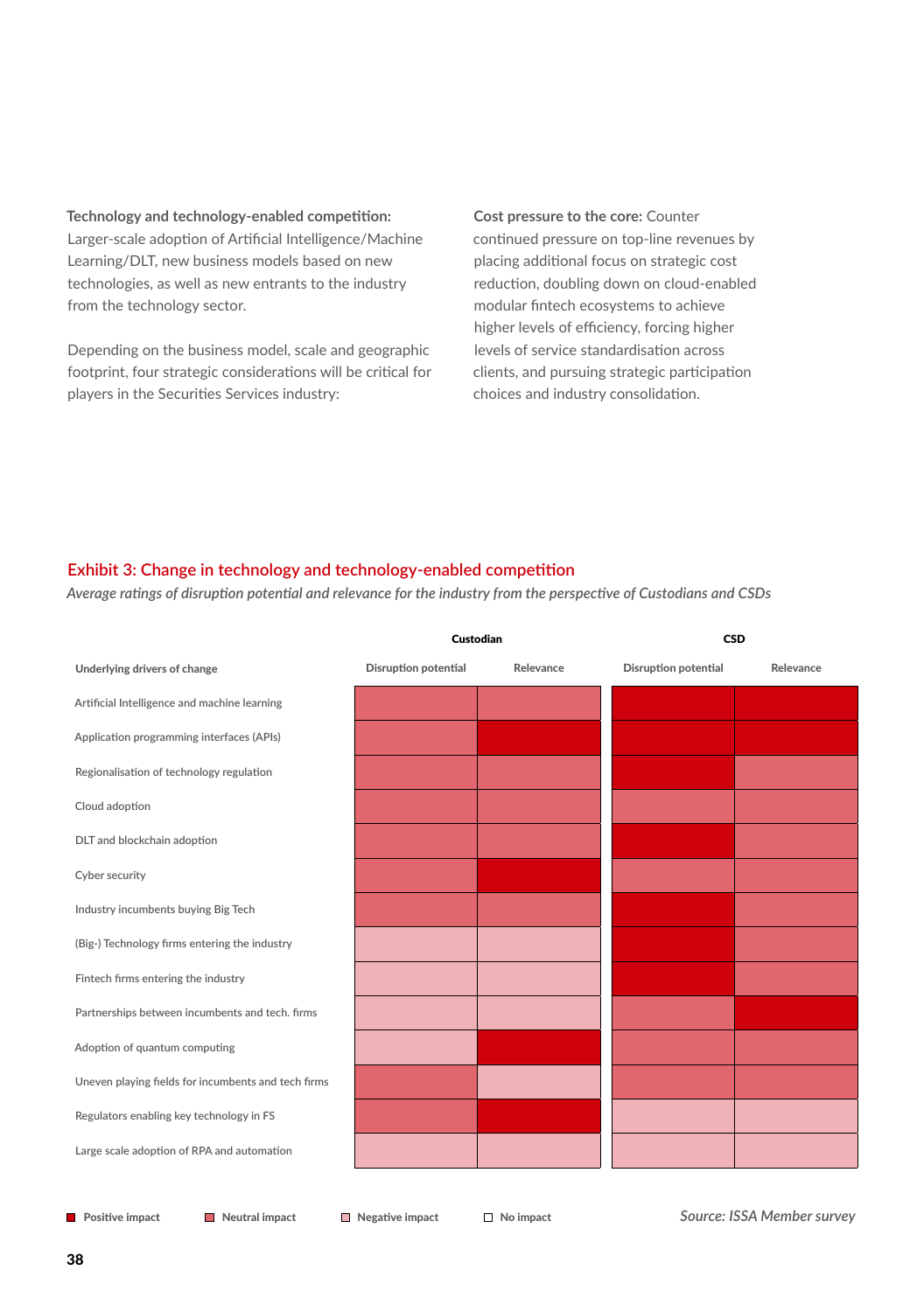**Technology and technology-enabled competition:** Larger-scale adoption of Artificial Intelligence/Machine Learning/DLT, new business models based on new technologies, as well as new entrants to the industry from the technology sector.

Depending on the business model, scale and geographic footprint, four strategic considerations will be critical for players in the Securities Services industry:

**Cost pressure to the core:** Counter continued pressure on top-line revenues by placing additional focus on strategic cost reduction, doubling down on cloud-enabled modular fintech ecosystems to achieve higher levels of efficiency, forcing higher levels of service standardisation across clients, and pursuing strategic participation choices and industry consolidation.

## Exhibit 3: Change in technology and technology-enabled competition

*Average ratings of disruption potential and relevance for the industry from the perspective of Custodians and CSDs*

| | Custodian | | CSD | |
|---|---|---|---|---|
| **Underlying drivers of change** | **Disruption potential** | **Relevance** | **Disruption potential** | **Relevance** |
| Artificial Intelligence and machine learning | Neutral impact | Neutral impact | Positive impact | Positive impact |
| Application programming interfaces (APIs) | Neutral impact | Positive impact | Positive impact | Positive impact |
| Regionalisation of technology regulation | Neutral impact | Neutral impact | Positive impact | Neutral impact |
| Cloud adoption | Neutral impact | Neutral impact | Neutral impact | Neutral impact |
| DLT and blockchain adoption | Neutral impact | Neutral impact | Positive impact | Neutral impact |
| Cyber security | Neutral impact | Positive impact | Neutral impact | Neutral impact |
| Industry incumbents buying Big Tech | Neutral impact | Neutral impact | Positive impact | Neutral impact |
| (Big-) Technology firms entering the industry | Negative impact | Negative impact | Positive impact | Neutral impact |
| Fintech firms entering the industry | Negative impact | Negative impact | Positive impact | Neutral impact |
| Partnerships between incumbents and tech. firms | Negative impact | Negative impact | Neutral impact | Positive impact |
| Adoption of quantum computing | Negative impact | Positive impact | Neutral impact | Neutral impact |
| Uneven playing fields for incumbents and tech firms | Neutral impact | Negative impact | Neutral impact | Neutral impact |
| Regulators enabling key technology in FS | Neutral impact | Positive impact | Negative impact | Negative impact |
| Large scale adoption of RPA and automation | Negative impact | Negative impact | Negative impact | Negative impact |

Legend: Positive impact · Neutral impact · Negative impact · No impact

*Source: ISSA Member survey*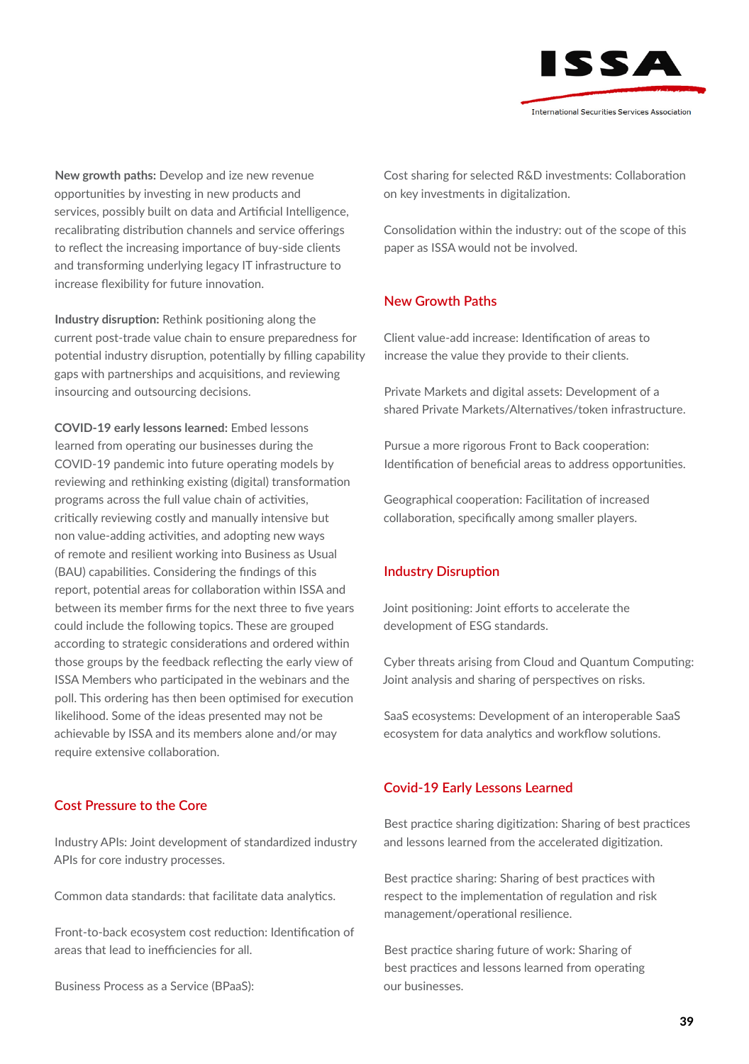**New growth paths:** Develop and ize new revenue opportunities by investing in new products and services, possibly built on data and Artificial Intelligence, recalibrating distribution channels and service offerings to reflect the increasing importance of buy-side clients and transforming underlying legacy IT infrastructure to increase flexibility for future innovation.

**Industry disruption:** Rethink positioning along the current post-trade value chain to ensure preparedness for potential industry disruption, potentially by filling capability gaps with partnerships and acquisitions, and reviewing insourcing and outsourcing decisions.

**COVID-19 early lessons learned:** Embed lessons learned from operating our businesses during the COVID-19 pandemic into future operating models by reviewing and rethinking existing (digital) transformation programs across the full value chain of activities, critically reviewing costly and manually intensive but non value-adding activities, and adopting new ways of remote and resilient working into Business as Usual (BAU) capabilities. Considering the findings of this report, potential areas for collaboration within ISSA and between its member firms for the next three to five years could include the following topics. These are grouped according to strategic considerations and ordered within those groups by the feedback reflecting the early view of ISSA Members who participated in the webinars and the poll. This ordering has then been optimised for execution likelihood. Some of the ideas presented may not be achievable by ISSA and its members alone and/or may require extensive collaboration.

## Cost Pressure to the Core

Industry APIs: Joint development of standardized industry APIs for core industry processes.

Common data standards: that facilitate data analytics.

Front-to-back ecosystem cost reduction: Identification of areas that lead to inefficiencies for all.

Business Process as a Service (BPaaS):

Cost sharing for selected R&D investments: Collaboration on key investments in digitalization.

Consolidation within the industry: out of the scope of this paper as ISSA would not be involved.

## New Growth Paths

Client value-add increase: Identification of areas to increase the value they provide to their clients.

Private Markets and digital assets: Development of a shared Private Markets/Alternatives/token infrastructure.

Pursue a more rigorous Front to Back cooperation: Identification of beneficial areas to address opportunities.

Geographical cooperation: Facilitation of increased collaboration, specifically among smaller players.

## Industry Disruption

Joint positioning: Joint efforts to accelerate the development of ESG standards.

Cyber threats arising from Cloud and Quantum Computing: Joint analysis and sharing of perspectives on risks.

SaaS ecosystems: Development of an interoperable SaaS ecosystem for data analytics and workflow solutions.

## Covid-19 Early Lessons Learned

Best practice sharing digitization: Sharing of best practices and lessons learned from the accelerated digitization.

Best practice sharing: Sharing of best practices with respect to the implementation of regulation and risk management/operational resilience.

Best practice sharing future of work: Sharing of best practices and lessons learned from operating our businesses.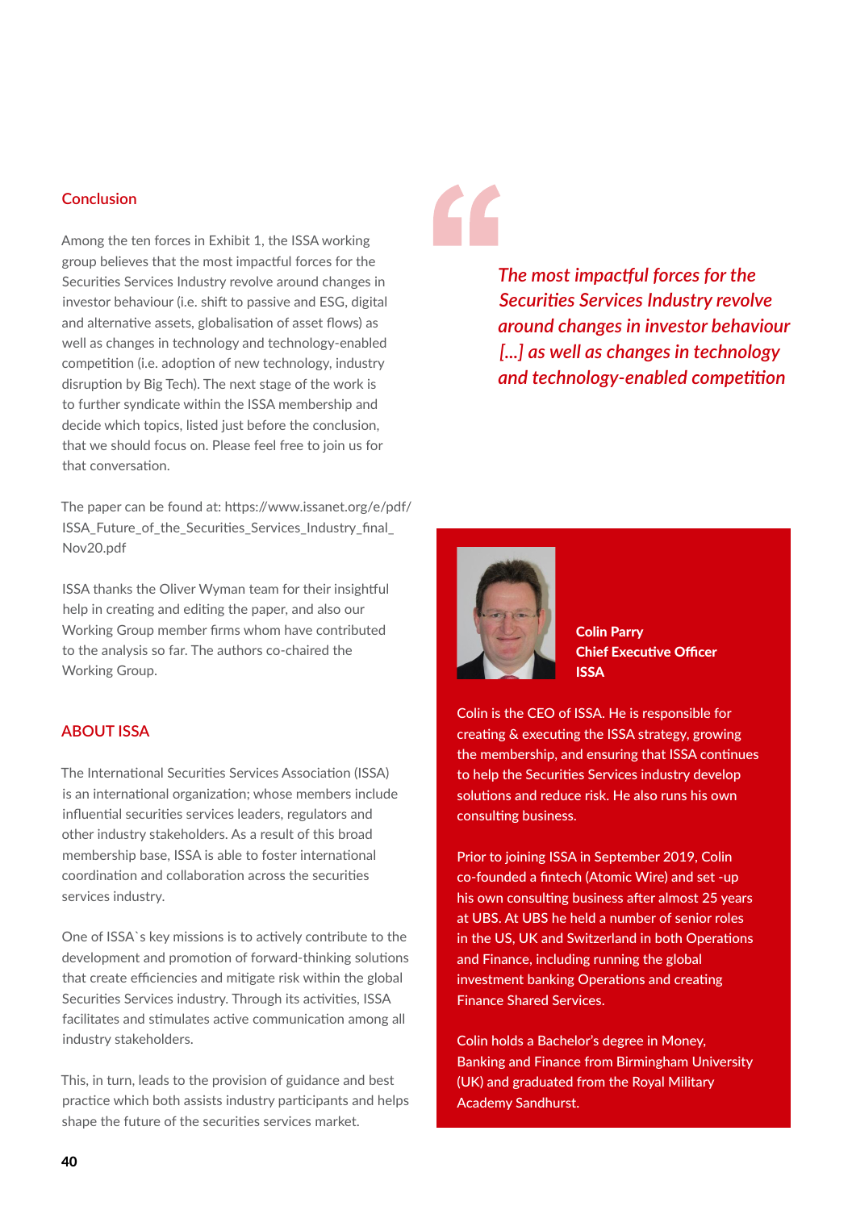## Conclusion

Among the ten forces in Exhibit 1, the ISSA working group believes that the most impactful forces for the Securities Services Industry revolve around changes in investor behaviour (i.e. shift to passive and ESG, digital and alternative assets, globalisation of asset flows) as well as changes in technology and technology-enabled competition (i.e. adoption of new technology, industry disruption by Big Tech). The next stage of the work is to further syndicate within the ISSA membership and decide which topics, listed just before the conclusion, that we should focus on. Please feel free to join us for that conversation.

The paper can be found at: https://www.issanet.org/e/pdf/ISSA_Future_of_the_Securities_Services_Industry_final_Nov20.pdf

ISSA thanks the Oliver Wyman team for their insightful help in creating and editing the paper, and also our Working Group member firms whom have contributed to the analysis so far. The authors co-chaired the Working Group.

> *The most impactful forces for the Securities Services Industry revolve around changes in investor behaviour [...] as well as changes in technology and technology-enabled competition*

## ABOUT ISSA

The International Securities Services Association (ISSA) is an international organization; whose members include influential securities services leaders, regulators and other industry stakeholders. As a result of this broad membership base, ISSA is able to foster international coordination and collaboration across the securities services industry.

One of ISSA`s key missions is to actively contribute to the development and promotion of forward-thinking solutions that create efficiencies and mitigate risk within the global Securities Services industry. Through its activities, ISSA facilitates and stimulates active communication among all industry stakeholders.

This, in turn, leads to the provision of guidance and best practice which both assists industry participants and helps shape the future of the securities services market.

**Colin Parry**
**Chief Executive Officer**
**ISSA**

Colin is the CEO of ISSA. He is responsible for creating & executing the ISSA strategy, growing the membership, and ensuring that ISSA continues to help the Securities Services industry develop solutions and reduce risk. He also runs his own consulting business.

Prior to joining ISSA in September 2019, Colin co-founded a fintech (Atomic Wire) and set -up his own consulting business after almost 25 years at UBS. At UBS he held a number of senior roles in the US, UK and Switzerland in both Operations and Finance, including running the global investment banking Operations and creating Finance Shared Services.

Colin holds a Bachelor's degree in Money, Banking and Finance from Birmingham University (UK) and graduated from the Royal Military Academy Sandhurst.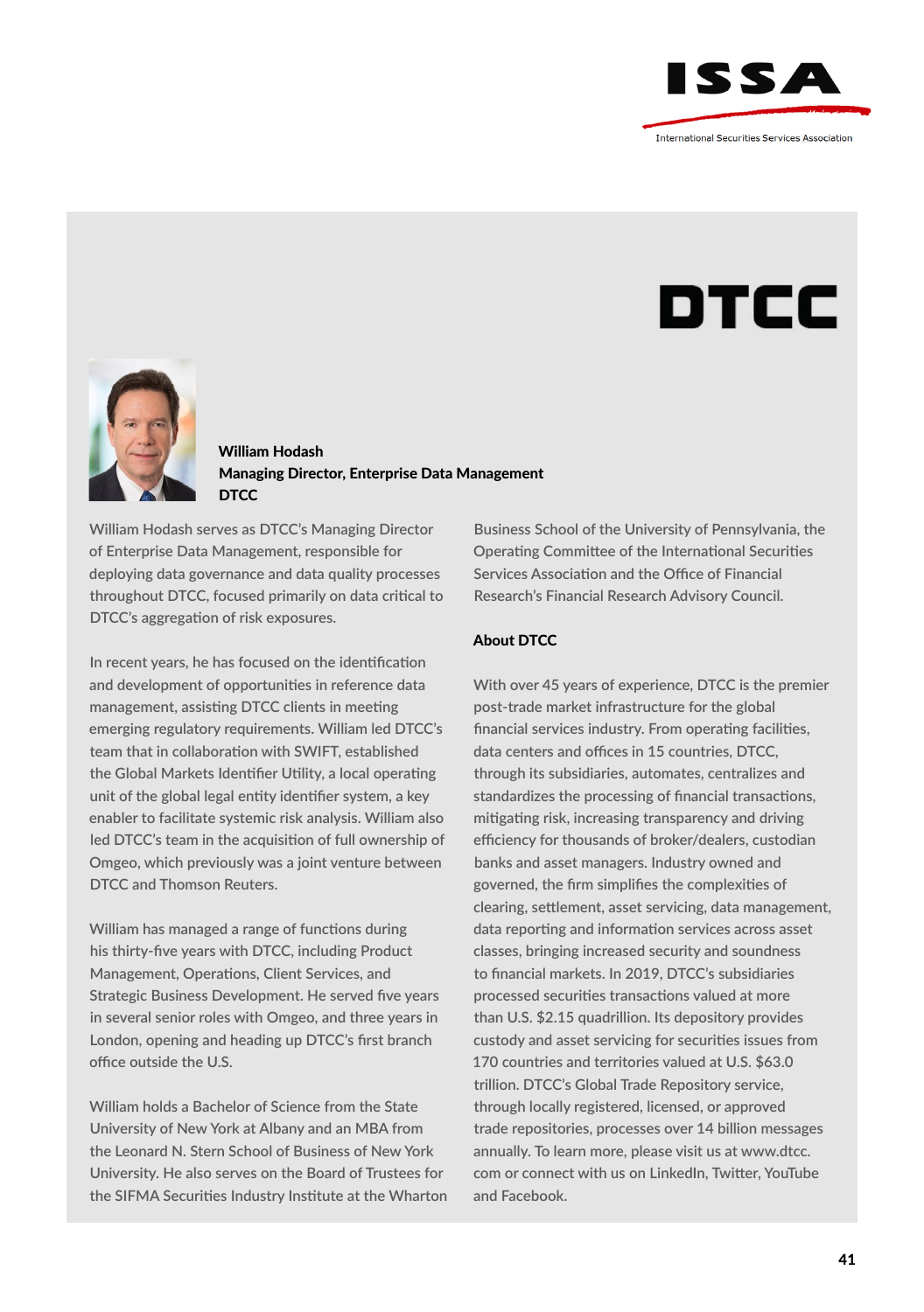**William Hodash**
**Managing Director, Enterprise Data Management**
**DTCC**

William Hodash serves as DTCC's Managing Director of Enterprise Data Management, responsible for deploying data governance and data quality processes throughout DTCC, focused primarily on data critical to DTCC's aggregation of risk exposures.

In recent years, he has focused on the identification and development of opportunities in reference data management, assisting DTCC clients in meeting emerging regulatory requirements. William led DTCC's team that in collaboration with SWIFT, established the Global Markets Identifier Utility, a local operating unit of the global legal entity identifier system, a key enabler to facilitate systemic risk analysis. William also led DTCC's team in the acquisition of full ownership of Omgeo, which previously was a joint venture between DTCC and Thomson Reuters.

William has managed a range of functions during his thirty-five years with DTCC, including Product Management, Operations, Client Services, and Strategic Business Development. He served five years in several senior roles with Omgeo, and three years in London, opening and heading up DTCC's first branch office outside the U.S.

William holds a Bachelor of Science from the State University of New York at Albany and an MBA from the Leonard N. Stern School of Business of New York University. He also serves on the Board of Trustees for the SIFMA Securities Industry Institute at the Wharton Business School of the University of Pennsylvania, the Operating Committee of the International Securities Services Association and the Office of Financial Research's Financial Research Advisory Council.

**About DTCC**

With over 45 years of experience, DTCC is the premier post-trade market infrastructure for the global financial services industry. From operating facilities, data centers and offices in 15 countries, DTCC, through its subsidiaries, automates, centralizes and standardizes the processing of financial transactions, mitigating risk, increasing transparency and driving efficiency for thousands of broker/dealers, custodian banks and asset managers. Industry owned and governed, the firm simplifies the complexities of clearing, settlement, asset servicing, data management, data reporting and information services across asset classes, bringing increased security and soundness to financial markets. In 2019, DTCC's subsidiaries processed securities transactions valued at more than U.S. $2.15 quadrillion. Its depository provides custody and asset servicing for securities issues from 170 countries and territories valued at U.S. $63.0 trillion. DTCC's Global Trade Repository service, through locally registered, licensed, or approved trade repositories, processes over 14 billion messages annually. To learn more, please visit us at www.dtcc.com or connect with us on LinkedIn, Twitter, YouTube and Facebook.